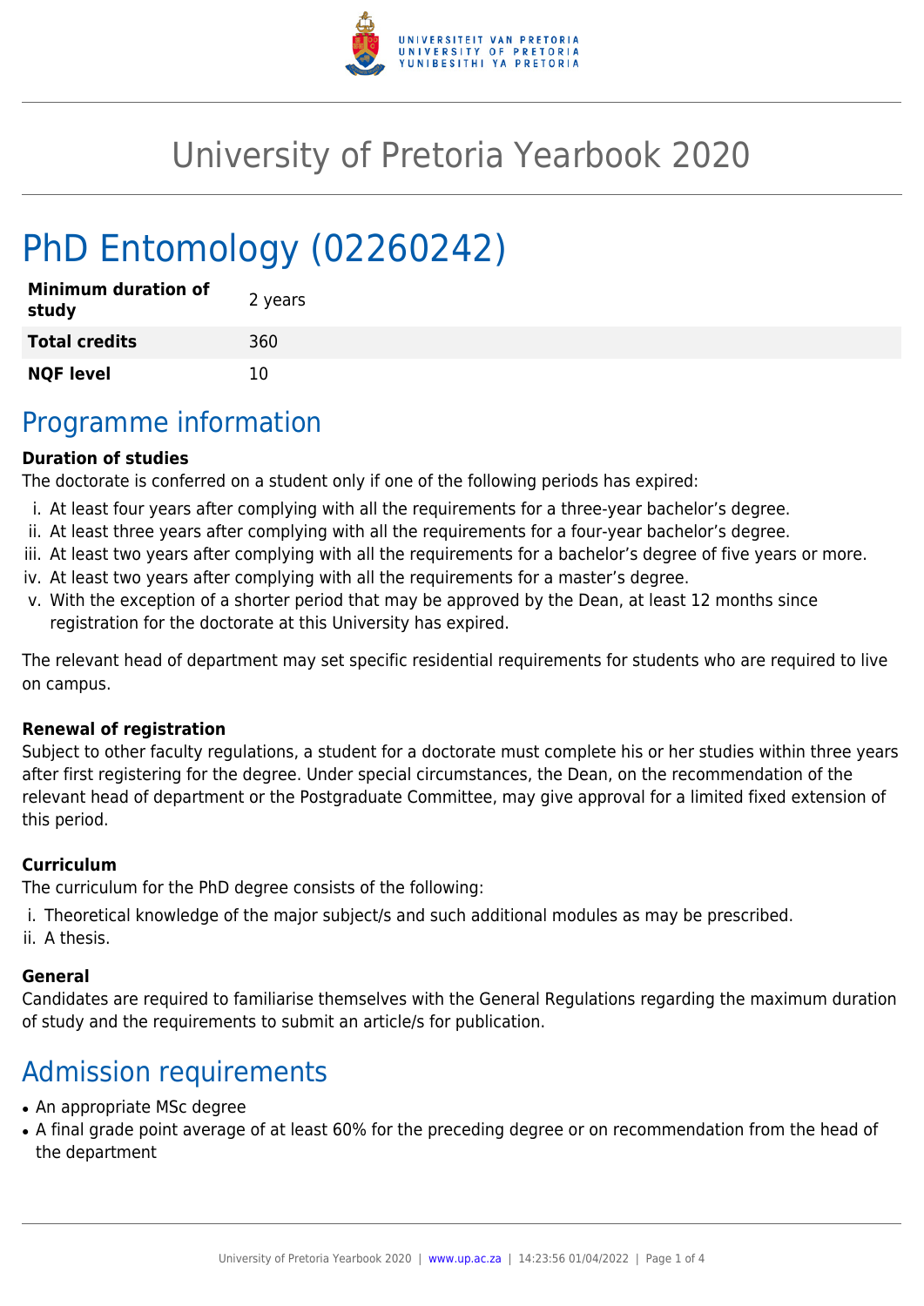# University of Pretoria Yearbook 2020

# PhD Entomology (02260242)

| **Minimum duration of study** | 2 years |
|---|---|
| **Total credits** | 360 |
| **NQF level** | 10 |

## Programme information

**Duration of studies**

The doctorate is conferred on a student only if one of the following periods has expired:

i. At least four years after complying with all the requirements for a three-year bachelor's degree.
ii. At least three years after complying with all the requirements for a four-year bachelor's degree.
iii. At least two years after complying with all the requirements for a bachelor's degree of five years or more.
iv. At least two years after complying with all the requirements for a master's degree.
v. With the exception of a shorter period that may be approved by the Dean, at least 12 months since registration for the doctorate at this University has expired.

The relevant head of department may set specific residential requirements for students who are required to live on campus.

**Renewal of registration**

Subject to other faculty regulations, a student for a doctorate must complete his or her studies within three years after first registering for the degree. Under special circumstances, the Dean, on the recommendation of the relevant head of department or the Postgraduate Committee, may give approval for a limited fixed extension of this period.

**Curriculum**

The curriculum for the PhD degree consists of the following:

i. Theoretical knowledge of the major subject/s and such additional modules as may be prescribed.
ii. A thesis.

**General**

Candidates are required to familiarise themselves with the General Regulations regarding the maximum duration of study and the requirements to submit an article/s for publication.

## Admission requirements

- An appropriate MSc degree
- A final grade point average of at least 60% for the preceding degree or on recommendation from the head of the department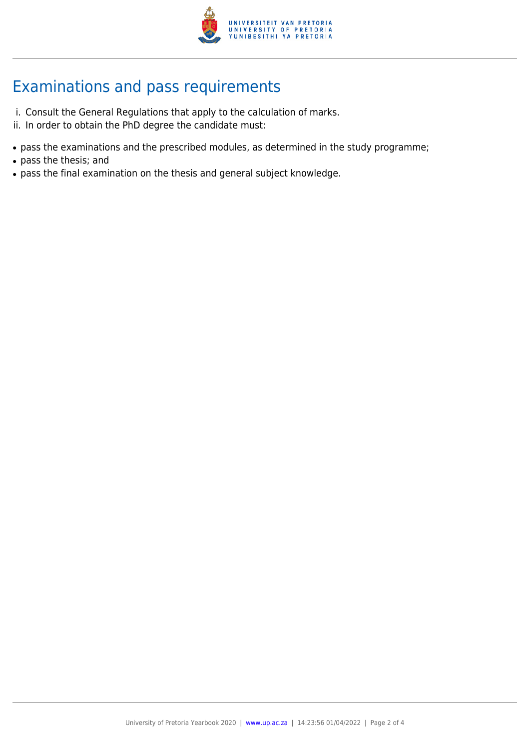## Examinations and pass requirements

i. Consult the General Regulations that apply to the calculation of marks.
ii. In order to obtain the PhD degree the candidate must:

- pass the examinations and the prescribed modules, as determined in the study programme;
- pass the thesis; and
- pass the final examination on the thesis and general subject knowledge.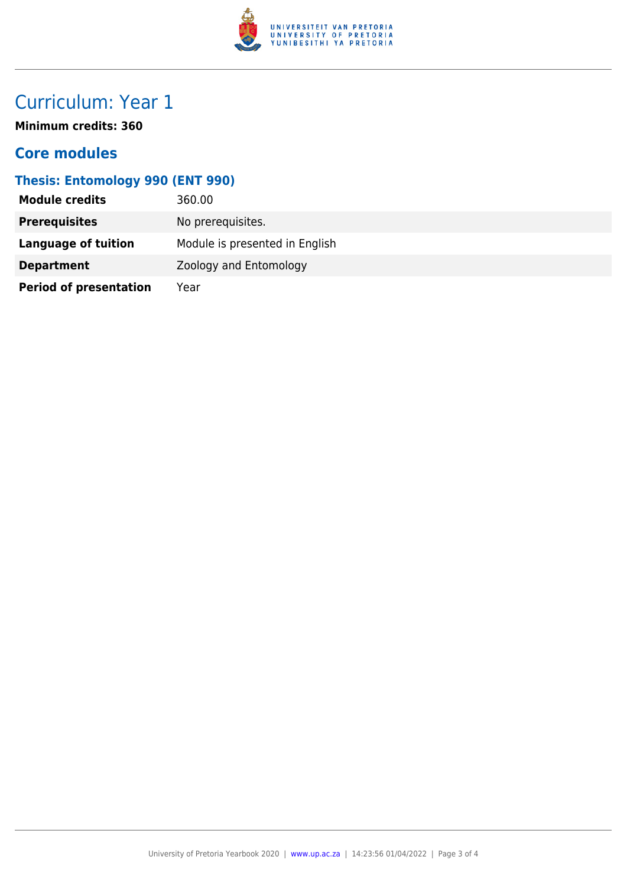# Curriculum: Year 1

**Minimum credits: 360**

## Core modules

### Thesis: Entomology 990 (ENT 990)

| | |
|---|---|
| **Module credits** | 360.00 |
| **Prerequisites** | No prerequisites. |
| **Language of tuition** | Module is presented in English |
| **Department** | Zoology and Entomology |
| **Period of presentation** | Year |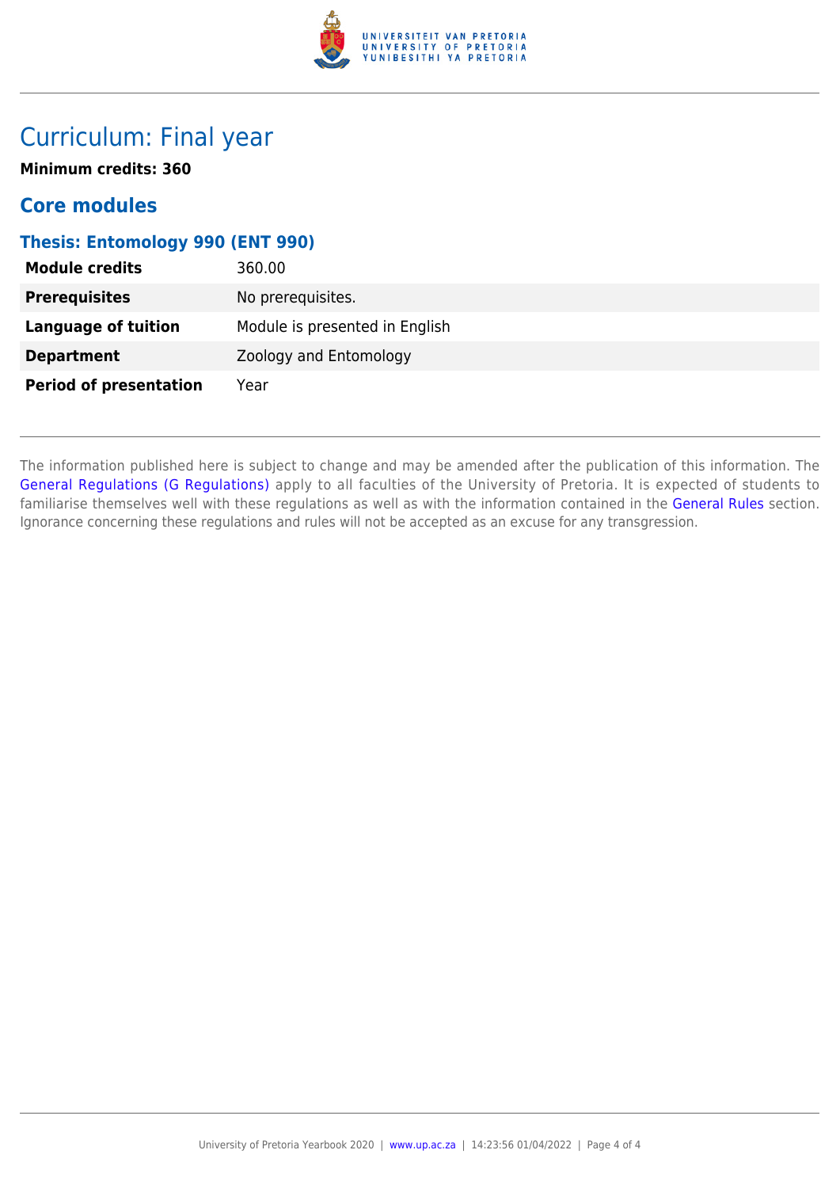# Curriculum: Final year

**Minimum credits: 360**

## Core modules

### Thesis: Entomology 990 (ENT 990)

| | |
|---|---|
| **Module credits** | 360.00 |
| **Prerequisites** | No prerequisites. |
| **Language of tuition** | Module is presented in English |
| **Department** | Zoology and Entomology |
| **Period of presentation** | Year |

The information published here is subject to change and may be amended after the publication of this information. The General Regulations (G Regulations) apply to all faculties of the University of Pretoria. It is expected of students to familiarise themselves well with these regulations as well as with the information contained in the General Rules section. Ignorance concerning these regulations and rules will not be accepted as an excuse for any transgression.